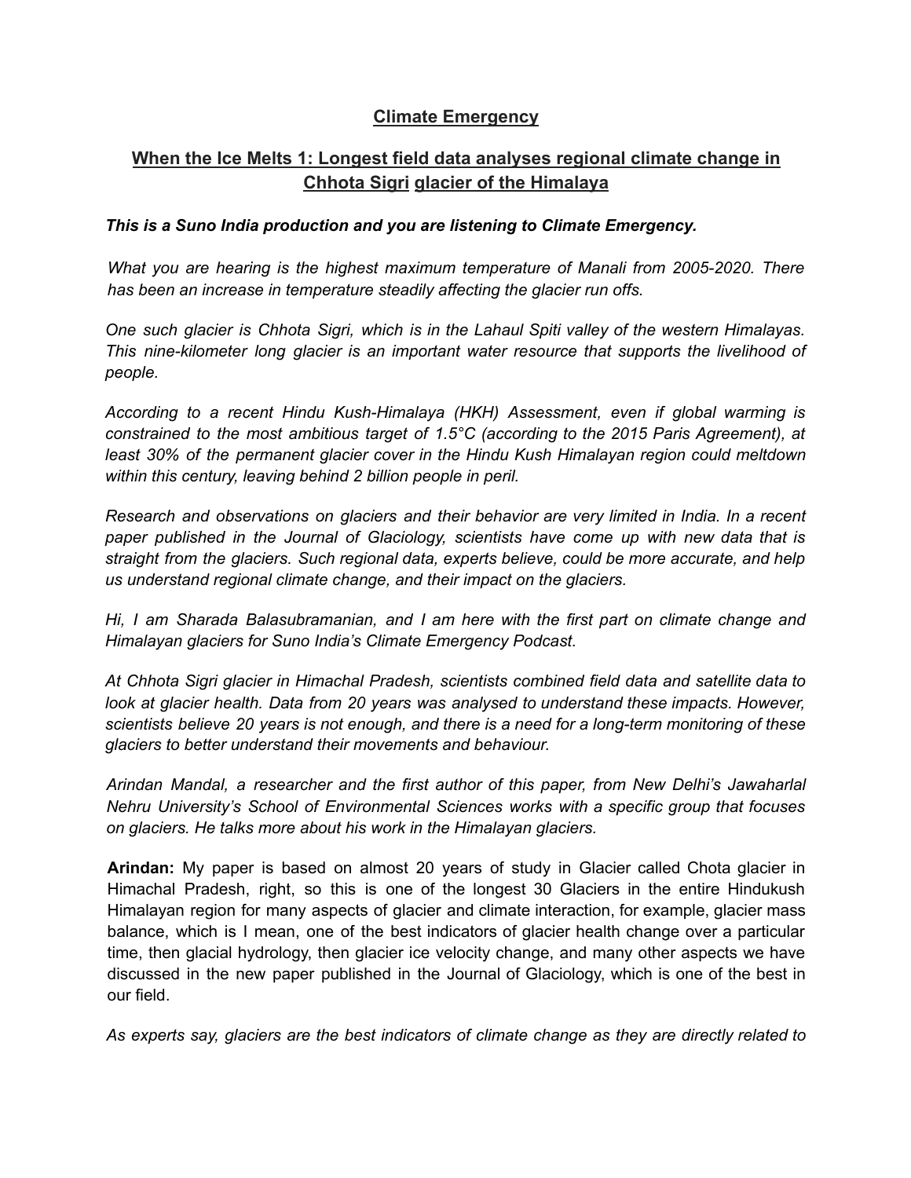# Climate Emergency

## When the Ice Melts 1: Longest field data analyses regional climate change in Chhota Sigri glacier of the Himalaya

***This is a Suno India production and you are listening to Climate Emergency.***

*What you are hearing is the highest maximum temperature of Manali from 2005-2020. There has been an increase in temperature steadily affecting the glacier run offs.*

*One such glacier is Chhota Sigri, which is in the Lahaul Spiti valley of the western Himalayas. This nine-kilometer long glacier is an important water resource that supports the livelihood of people.*

*According to a recent Hindu Kush-Himalaya (HKH) Assessment, even if global warming is constrained to the most ambitious target of 1.5°C (according to the 2015 Paris Agreement), at least 30% of the permanent glacier cover in the Hindu Kush Himalayan region could meltdown within this century, leaving behind 2 billion people in peril.*

*Research and observations on glaciers and their behavior are very limited in India. In a recent paper published in the Journal of Glaciology, scientists have come up with new data that is straight from the glaciers. Such regional data, experts believe, could be more accurate, and help us understand regional climate change, and their impact on the glaciers.*

*Hi, I am Sharada Balasubramanian, and I am here with the first part on climate change and Himalayan glaciers for Suno India's Climate Emergency Podcast.*

*At Chhota Sigri glacier in Himachal Pradesh, scientists combined field data and satellite data to look at glacier health. Data from 20 years was analysed to understand these impacts. However, scientists believe 20 years is not enough, and there is a need for a long-term monitoring of these glaciers to better understand their movements and behaviour.*

*Arindan Mandal, a researcher and the first author of this paper, from New Delhi's Jawaharlal Nehru University's School of Environmental Sciences works with a specific group that focuses on glaciers. He talks more about his work in the Himalayan glaciers.*

**Arindan:** My paper is based on almost 20 years of study in Glacier called Chota glacier in Himachal Pradesh, right, so this is one of the longest 30 Glaciers in the entire Hindukush Himalayan region for many aspects of glacier and climate interaction, for example, glacier mass balance, which is I mean, one of the best indicators of glacier health change over a particular time, then glacial hydrology, then glacier ice velocity change, and many other aspects we have discussed in the new paper published in the Journal of Glaciology, which is one of the best in our field.

*As experts say, glaciers are the best indicators of climate change as they are directly related to*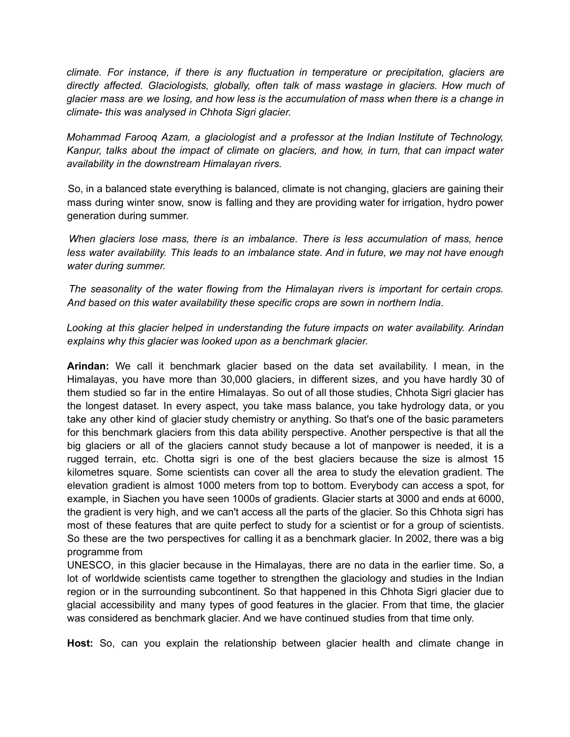*climate. For instance, if there is any fluctuation in temperature or precipitation, glaciers are directly affected. Glaciologists, globally, often talk of mass wastage in glaciers. How much of glacier mass are we losing, and how less is the accumulation of mass when there is a change in climate- this was analysed in Chhota Sigri glacier.*

*Mohammad Farooq Azam, a glaciologist and a professor at the Indian Institute of Technology, Kanpur, talks about the impact of climate on glaciers, and how, in turn, that can impact water availability in the downstream Himalayan rivers.*

So, in a balanced state everything is balanced, climate is not changing, glaciers are gaining their mass during winter snow, snow is falling and they are providing water for irrigation, hydro power generation during summer.

*When glaciers lose mass, there is an imbalance. There is less accumulation of mass, hence less water availability. This leads to an imbalance state. And in future, we may not have enough water during summer.*

*The seasonality of the water flowing from the Himalayan rivers is important for certain crops. And based on this water availability these specific crops are sown in northern India.*

*Looking at this glacier helped in understanding the future impacts on water availability. Arindan explains why this glacier was looked upon as a benchmark glacier.*

**Arindan:** We call it benchmark glacier based on the data set availability. I mean, in the Himalayas, you have more than 30,000 glaciers, in different sizes, and you have hardly 30 of them studied so far in the entire Himalayas. So out of all those studies, Chhota Sigri glacier has the longest dataset. In every aspect, you take mass balance, you take hydrology data, or you take any other kind of glacier study chemistry or anything. So that's one of the basic parameters for this benchmark glaciers from this data ability perspective. Another perspective is that all the big glaciers or all of the glaciers cannot study because a lot of manpower is needed, it is a rugged terrain, etc. Chotta sigri is one of the best glaciers because the size is almost 15 kilometres square. Some scientists can cover all the area to study the elevation gradient. The elevation gradient is almost 1000 meters from top to bottom. Everybody can access a spot, for example, in Siachen you have seen 1000s of gradients. Glacier starts at 3000 and ends at 6000, the gradient is very high, and we can't access all the parts of the glacier. So this Chhota sigri has most of these features that are quite perfect to study for a scientist or for a group of scientists. So these are the two perspectives for calling it as a benchmark glacier. In 2002, there was a big programme from UNESCO, in this glacier because in the Himalayas, there are no data in the earlier time. So, a lot of worldwide scientists came together to strengthen the glaciology and studies in the Indian region or in the surrounding subcontinent. So that happened in this Chhota Sigri glacier due to glacial accessibility and many types of good features in the glacier. From that time, the glacier was considered as benchmark glacier. And we have continued studies from that time only.

**Host:** So, can you explain the relationship between glacier health and climate change in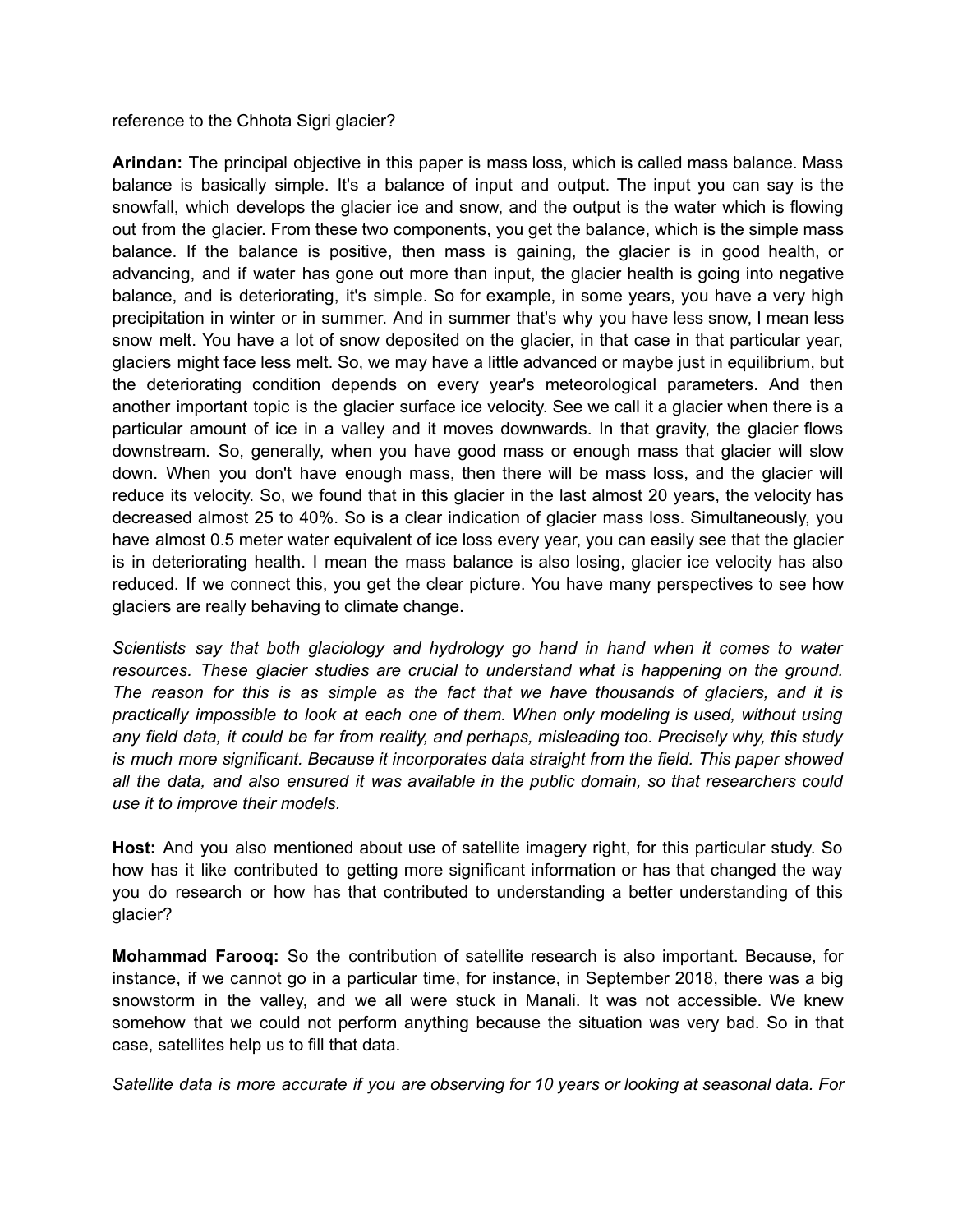reference to the Chhota Sigri glacier?

**Arindan:** The principal objective in this paper is mass loss, which is called mass balance. Mass balance is basically simple. It's a balance of input and output. The input you can say is the snowfall, which develops the glacier ice and snow, and the output is the water which is flowing out from the glacier. From these two components, you get the balance, which is the simple mass balance. If the balance is positive, then mass is gaining, the glacier is in good health, or advancing, and if water has gone out more than input, the glacier health is going into negative balance, and is deteriorating, it's simple. So for example, in some years, you have a very high precipitation in winter or in summer. And in summer that's why you have less snow, I mean less snow melt. You have a lot of snow deposited on the glacier, in that case in that particular year, glaciers might face less melt. So, we may have a little advanced or maybe just in equilibrium, but the deteriorating condition depends on every year's meteorological parameters. And then another important topic is the glacier surface ice velocity. See we call it a glacier when there is a particular amount of ice in a valley and it moves downwards. In that gravity, the glacier flows downstream. So, generally, when you have good mass or enough mass that glacier will slow down. When you don't have enough mass, then there will be mass loss, and the glacier will reduce its velocity. So, we found that in this glacier in the last almost 20 years, the velocity has decreased almost 25 to 40%. So is a clear indication of glacier mass loss. Simultaneously, you have almost 0.5 meter water equivalent of ice loss every year, you can easily see that the glacier is in deteriorating health. I mean the mass balance is also losing, glacier ice velocity has also reduced. If we connect this, you get the clear picture. You have many perspectives to see how glaciers are really behaving to climate change.

*Scientists say that both glaciology and hydrology go hand in hand when it comes to water resources. These glacier studies are crucial to understand what is happening on the ground. The reason for this is as simple as the fact that we have thousands of glaciers, and it is practically impossible to look at each one of them. When only modeling is used, without using any field data, it could be far from reality, and perhaps, misleading too. Precisely why, this study is much more significant. Because it incorporates data straight from the field. This paper showed all the data, and also ensured it was available in the public domain, so that researchers could use it to improve their models.*

**Host:** And you also mentioned about use of satellite imagery right, for this particular study. So how has it like contributed to getting more significant information or has that changed the way you do research or how has that contributed to understanding a better understanding of this glacier?

**Mohammad Farooq:** So the contribution of satellite research is also important. Because, for instance, if we cannot go in a particular time, for instance, in September 2018, there was a big snowstorm in the valley, and we all were stuck in Manali. It was not accessible. We knew somehow that we could not perform anything because the situation was very bad. So in that case, satellites help us to fill that data.

*Satellite data is more accurate if you are observing for 10 years or looking at seasonal data. For*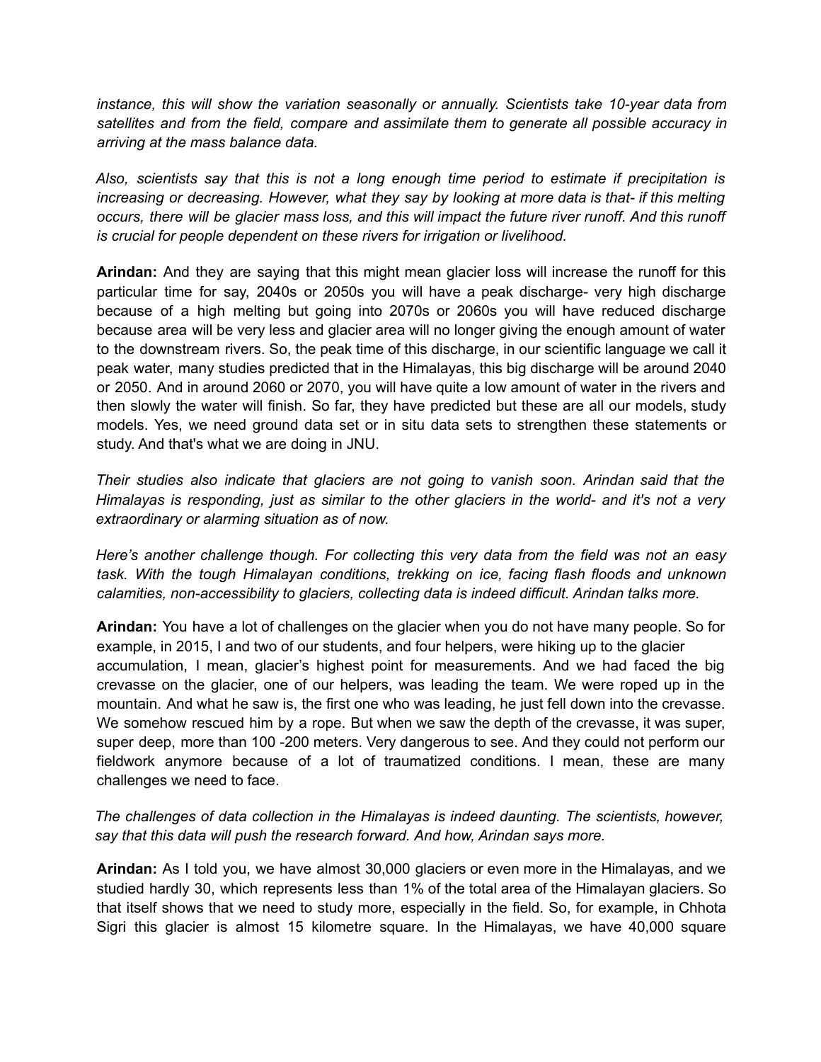*instance, this will show the variation seasonally or annually. Scientists take 10-year data from satellites and from the field, compare and assimilate them to generate all possible accuracy in arriving at the mass balance data.*

*Also, scientists say that this is not a long enough time period to estimate if precipitation is increasing or decreasing. However, what they say by looking at more data is that- if this melting occurs, there will be glacier mass loss, and this will impact the future river runoff. And this runoff is crucial for people dependent on these rivers for irrigation or livelihood.*

**Arindan:** And they are saying that this might mean glacier loss will increase the runoff for this particular time for say, 2040s or 2050s you will have a peak discharge- very high discharge because of a high melting but going into 2070s or 2060s you will have reduced discharge because area will be very less and glacier area will no longer giving the enough amount of water to the downstream rivers. So, the peak time of this discharge, in our scientific language we call it peak water, many studies predicted that in the Himalayas, this big discharge will be around 2040 or 2050. And in around 2060 or 2070, you will have quite a low amount of water in the rivers and then slowly the water will finish. So far, they have predicted but these are all our models, study models. Yes, we need ground data set or in situ data sets to strengthen these statements or study. And that's what we are doing in JNU.

*Their studies also indicate that glaciers are not going to vanish soon. Arindan said that the Himalayas is responding, just as similar to the other glaciers in the world- and it's not a very extraordinary or alarming situation as of now.*

*Here's another challenge though. For collecting this very data from the field was not an easy task. With the tough Himalayan conditions, trekking on ice, facing flash floods and unknown calamities, non-accessibility to glaciers, collecting data is indeed difficult. Arindan talks more.*

**Arindan:** You have a lot of challenges on the glacier when you do not have many people. So for example, in 2015, I and two of our students, and four helpers, were hiking up to the glacier accumulation, I mean, glacier's highest point for measurements. And we had faced the big crevasse on the glacier, one of our helpers, was leading the team. We were roped up in the mountain. And what he saw is, the first one who was leading, he just fell down into the crevasse. We somehow rescued him by a rope. But when we saw the depth of the crevasse, it was super, super deep, more than 100 -200 meters. Very dangerous to see. And they could not perform our fieldwork anymore because of a lot of traumatized conditions. I mean, these are many challenges we need to face.

*The challenges of data collection in the Himalayas is indeed daunting. The scientists, however, say that this data will push the research forward. And how, Arindan says more.*

**Arindan:** As I told you, we have almost 30,000 glaciers or even more in the Himalayas, and we studied hardly 30, which represents less than 1% of the total area of the Himalayan glaciers. So that itself shows that we need to study more, especially in the field. So, for example, in Chhota Sigri this glacier is almost 15 kilometre square. In the Himalayas, we have 40,000 square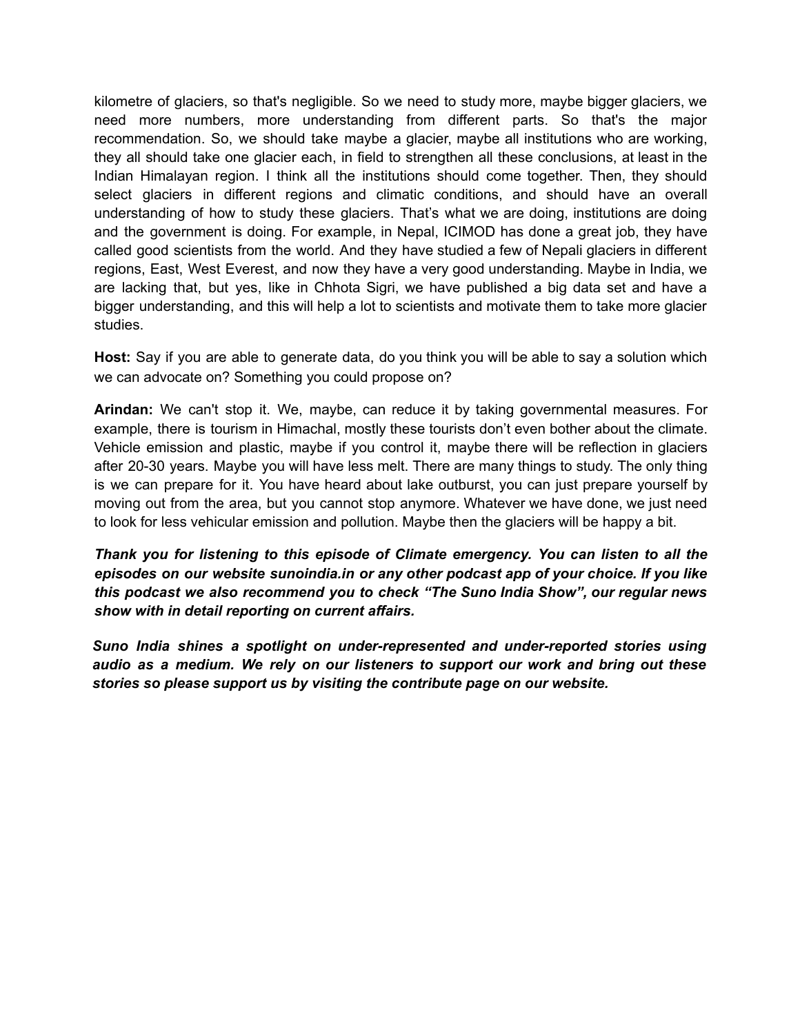kilometre of glaciers, so that's negligible. So we need to study more, maybe bigger glaciers, we need more numbers, more understanding from different parts. So that's the major recommendation. So, we should take maybe a glacier, maybe all institutions who are working, they all should take one glacier each, in field to strengthen all these conclusions, at least in the Indian Himalayan region. I think all the institutions should come together. Then, they should select glaciers in different regions and climatic conditions, and should have an overall understanding of how to study these glaciers. That's what we are doing, institutions are doing and the government is doing. For example, in Nepal, ICIMOD has done a great job, they have called good scientists from the world. And they have studied a few of Nepali glaciers in different regions, East, West Everest, and now they have a very good understanding. Maybe in India, we are lacking that, but yes, like in Chhota Sigri, we have published a big data set and have a bigger understanding, and this will help a lot to scientists and motivate them to take more glacier studies.

**Host:** Say if you are able to generate data, do you think you will be able to say a solution which we can advocate on? Something you could propose on?

**Arindan:** We can't stop it. We, maybe, can reduce it by taking governmental measures. For example, there is tourism in Himachal, mostly these tourists don't even bother about the climate. Vehicle emission and plastic, maybe if you control it, maybe there will be reflection in glaciers after 20-30 years. Maybe you will have less melt. There are many things to study. The only thing is we can prepare for it. You have heard about lake outburst, you can just prepare yourself by moving out from the area, but you cannot stop anymore. Whatever we have done, we just need to look for less vehicular emission and pollution. Maybe then the glaciers will be happy a bit.

***Thank you for listening to this episode of Climate emergency. You can listen to all the episodes on our website sunoindia.in or any other podcast app of your choice. If you like this podcast we also recommend you to check "The Suno India Show", our regular news show with in detail reporting on current affairs.***

***Suno India shines a spotlight on under-represented and under-reported stories using audio as a medium. We rely on our listeners to support our work and bring out these stories so please support us by visiting the contribute page on our website.***